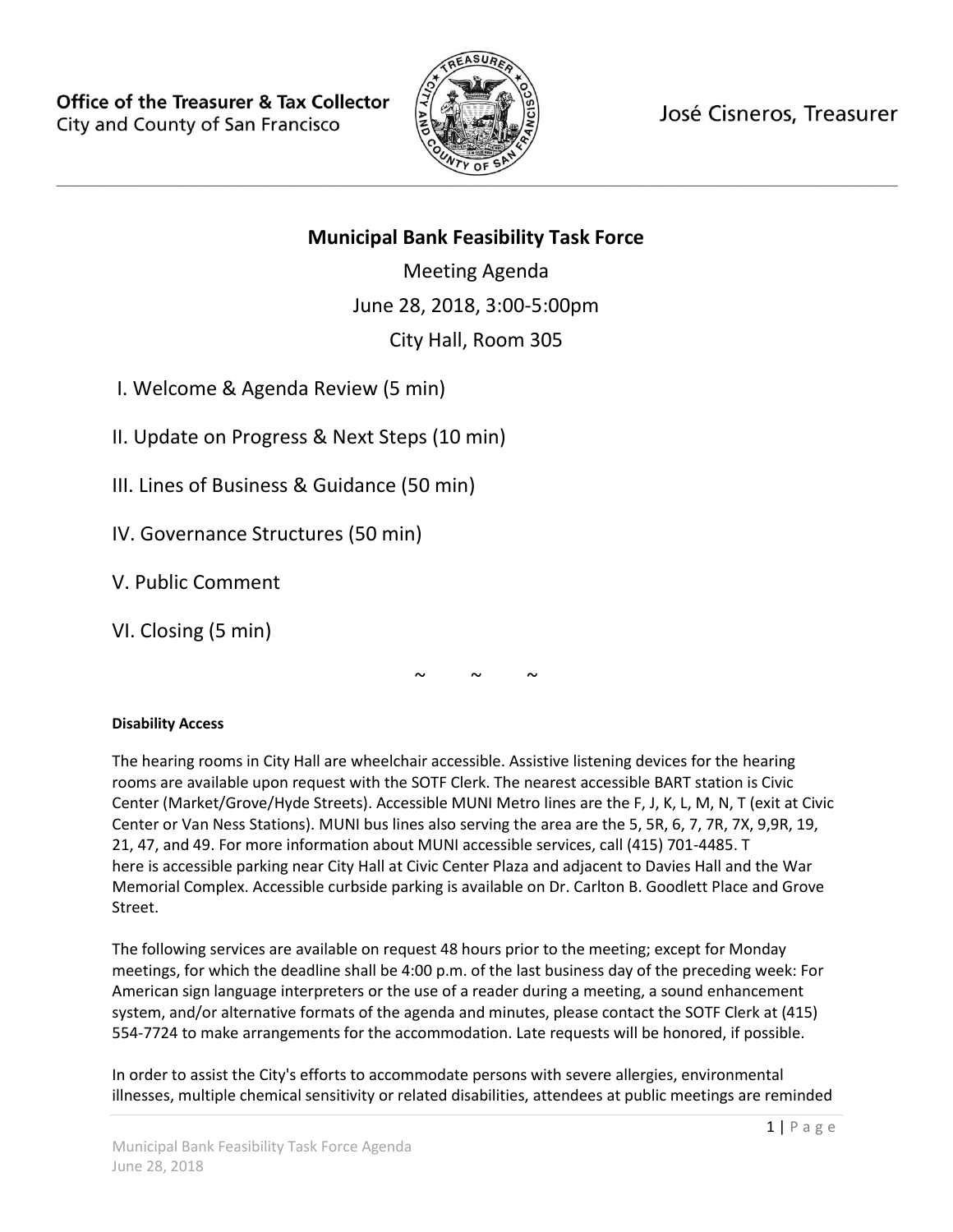**Office of the Treasurer & Tax Collector**
City and County of San Francisco

José Cisneros, Treasurer

---

# Municipal Bank Feasibility Task Force

Meeting Agenda

June 28, 2018, 3:00-5:00pm

City Hall, Room 305

I. Welcome & Agenda Review (5 min)

II. Update on Progress & Next Steps (10 min)

III. Lines of Business & Guidance (50 min)

IV. Governance Structures (50 min)

V. Public Comment

VI. Closing (5 min)

~ ~ ~

**Disability Access**

The hearing rooms in City Hall are wheelchair accessible. Assistive listening devices for the hearing rooms are available upon request with the SOTF Clerk. The nearest accessible BART station is Civic Center (Market/Grove/Hyde Streets). Accessible MUNI Metro lines are the F, J, K, L, M, N, T (exit at Civic Center or Van Ness Stations). MUNI bus lines also serving the area are the 5, 5R, 6, 7, 7R, 7X, 9,9R, 19, 21, 47, and 49. For more information about MUNI accessible services, call (415) 701-4485. There is accessible parking near City Hall at Civic Center Plaza and adjacent to Davies Hall and the War Memorial Complex. Accessible curbside parking is available on Dr. Carlton B. Goodlett Place and Grove Street.

The following services are available on request 48 hours prior to the meeting; except for Monday meetings, for which the deadline shall be 4:00 p.m. of the last business day of the preceding week: For American sign language interpreters or the use of a reader during a meeting, a sound enhancement system, and/or alternative formats of the agenda and minutes, please contact the SOTF Clerk at (415) 554-7724 to make arrangements for the accommodation. Late requests will be honored, if possible.

In order to assist the City's efforts to accommodate persons with severe allergies, environmental illnesses, multiple chemical sensitivity or related disabilities, attendees at public meetings are reminded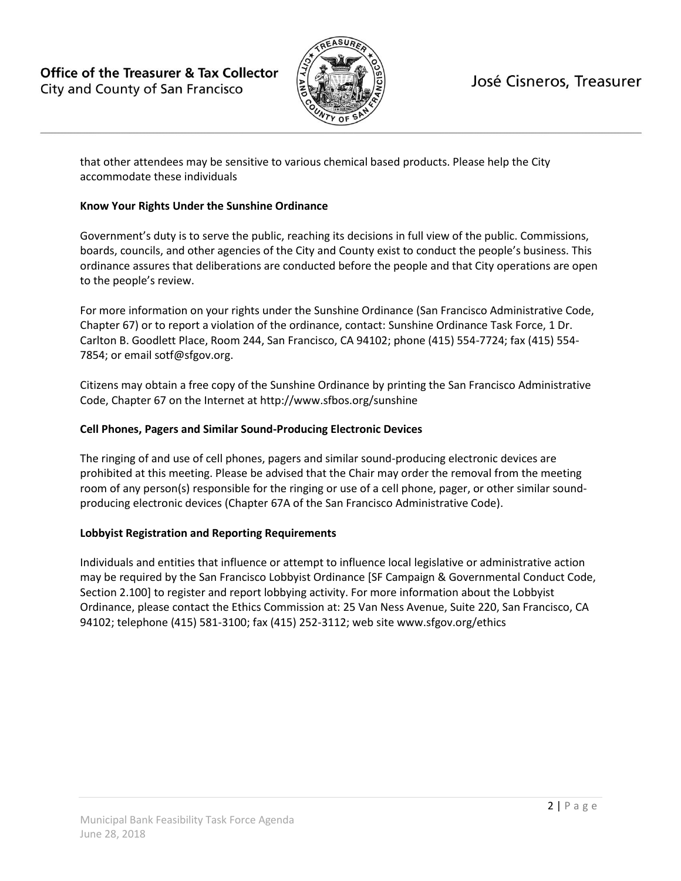that other attendees may be sensitive to various chemical based products. Please help the City accommodate these individuals

**Know Your Rights Under the Sunshine Ordinance**

Government's duty is to serve the public, reaching its decisions in full view of the public. Commissions, boards, councils, and other agencies of the City and County exist to conduct the people's business. This ordinance assures that deliberations are conducted before the people and that City operations are open to the people's review.

For more information on your rights under the Sunshine Ordinance (San Francisco Administrative Code, Chapter 67) or to report a violation of the ordinance, contact: Sunshine Ordinance Task Force, 1 Dr. Carlton B. Goodlett Place, Room 244, San Francisco, CA 94102; phone (415) 554-7724; fax (415) 554-7854; or email sotf@sfgov.org.

Citizens may obtain a free copy of the Sunshine Ordinance by printing the San Francisco Administrative Code, Chapter 67 on the Internet at http://www.sfbos.org/sunshine

**Cell Phones, Pagers and Similar Sound-Producing Electronic Devices**

The ringing of and use of cell phones, pagers and similar sound-producing electronic devices are prohibited at this meeting. Please be advised that the Chair may order the removal from the meeting room of any person(s) responsible for the ringing or use of a cell phone, pager, or other similar sound-producing electronic devices (Chapter 67A of the San Francisco Administrative Code).

**Lobbyist Registration and Reporting Requirements**

Individuals and entities that influence or attempt to influence local legislative or administrative action may be required by the San Francisco Lobbyist Ordinance [SF Campaign & Governmental Conduct Code, Section 2.100] to register and report lobbying activity. For more information about the Lobbyist Ordinance, please contact the Ethics Commission at: 25 Van Ness Avenue, Suite 220, San Francisco, CA 94102; telephone (415) 581-3100; fax (415) 252-3112; web site www.sfgov.org/ethics